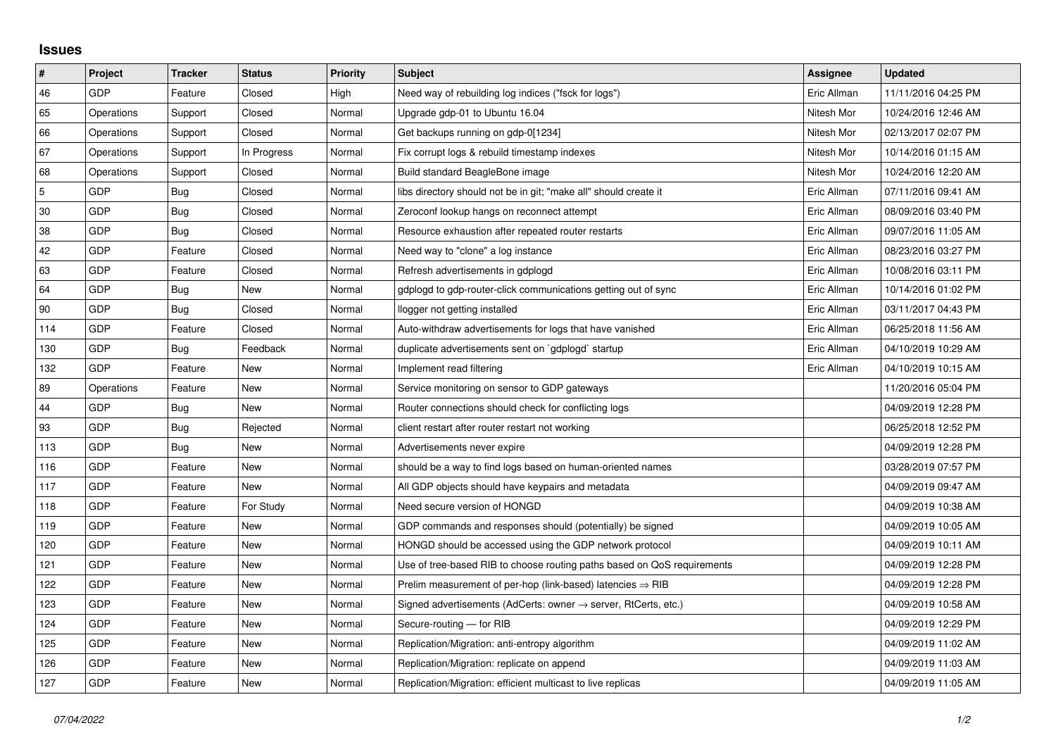## Issues

| # | Project | Tracker | Status | Priority | Subject | Assignee | Updated |
|---|---|---|---|---|---|---|---|
| 46 | GDP | Feature | Closed | High | Need way of rebuilding log indices ("fsck for logs") | Eric Allman | 11/11/2016 04:25 PM |
| 65 | Operations | Support | Closed | Normal | Upgrade gdp-01 to Ubuntu 16.04 | Nitesh Mor | 10/24/2016 12:46 AM |
| 66 | Operations | Support | Closed | Normal | Get backups running on gdp-0[1234] | Nitesh Mor | 02/13/2017 02:07 PM |
| 67 | Operations | Support | In Progress | Normal | Fix corrupt logs & rebuild timestamp indexes | Nitesh Mor | 10/14/2016 01:15 AM |
| 68 | Operations | Support | Closed | Normal | Build standard BeagleBone image | Nitesh Mor | 10/24/2016 12:20 AM |
| 5 | GDP | Bug | Closed | Normal | libs directory should not be in git; "make all" should create it | Eric Allman | 07/11/2016 09:41 AM |
| 30 | GDP | Bug | Closed | Normal | Zeroconf lookup hangs on reconnect attempt | Eric Allman | 08/09/2016 03:40 PM |
| 38 | GDP | Bug | Closed | Normal | Resource exhaustion after repeated router restarts | Eric Allman | 09/07/2016 11:05 AM |
| 42 | GDP | Feature | Closed | Normal | Need way to "clone" a log instance | Eric Allman | 08/23/2016 03:27 PM |
| 63 | GDP | Feature | Closed | Normal | Refresh advertisements in gdplogd | Eric Allman | 10/08/2016 03:11 PM |
| 64 | GDP | Bug | New | Normal | gdplogd to gdp-router-click communications getting out of sync | Eric Allman | 10/14/2016 01:02 PM |
| 90 | GDP | Bug | Closed | Normal | llogger not getting installed | Eric Allman | 03/11/2017 04:43 PM |
| 114 | GDP | Feature | Closed | Normal | Auto-withdraw advertisements for logs that have vanished | Eric Allman | 06/25/2018 11:56 AM |
| 130 | GDP | Bug | Feedback | Normal | duplicate advertisements sent on `gdplogd` startup | Eric Allman | 04/10/2019 10:29 AM |
| 132 | GDP | Feature | New | Normal | Implement read filtering | Eric Allman | 04/10/2019 10:15 AM |
| 89 | Operations | Feature | New | Normal | Service monitoring on sensor to GDP gateways | | 11/20/2016 05:04 PM |
| 44 | GDP | Bug | New | Normal | Router connections should check for conflicting logs | | 04/09/2019 12:28 PM |
| 93 | GDP | Bug | Rejected | Normal | client restart after router restart not working | | 06/25/2018 12:52 PM |
| 113 | GDP | Bug | New | Normal | Advertisements never expire | | 04/09/2019 12:28 PM |
| 116 | GDP | Feature | New | Normal | should be a way to find logs based on human-oriented names | | 03/28/2019 07:57 PM |
| 117 | GDP | Feature | New | Normal | All GDP objects should have keypairs and metadata | | 04/09/2019 09:47 AM |
| 118 | GDP | Feature | For Study | Normal | Need secure version of HONGD | | 04/09/2019 10:38 AM |
| 119 | GDP | Feature | New | Normal | GDP commands and responses should (potentially) be signed | | 04/09/2019 10:05 AM |
| 120 | GDP | Feature | New | Normal | HONGD should be accessed using the GDP network protocol | | 04/09/2019 10:11 AM |
| 121 | GDP | Feature | New | Normal | Use of tree-based RIB to choose routing paths based on QoS requirements | | 04/09/2019 12:28 PM |
| 122 | GDP | Feature | New | Normal | Prelim measurement of per-hop (link-based) latencies ⇒ RIB | | 04/09/2019 12:28 PM |
| 123 | GDP | Feature | New | Normal | Signed advertisements (AdCerts: owner → server, RtCerts, etc.) | | 04/09/2019 10:58 AM |
| 124 | GDP | Feature | New | Normal | Secure-routing — for RIB | | 04/09/2019 12:29 PM |
| 125 | GDP | Feature | New | Normal | Replication/Migration: anti-entropy algorithm | | 04/09/2019 11:02 AM |
| 126 | GDP | Feature | New | Normal | Replication/Migration: replicate on append | | 04/09/2019 11:03 AM |
| 127 | GDP | Feature | New | Normal | Replication/Migration: efficient multicast to live replicas | | 04/09/2019 11:05 AM |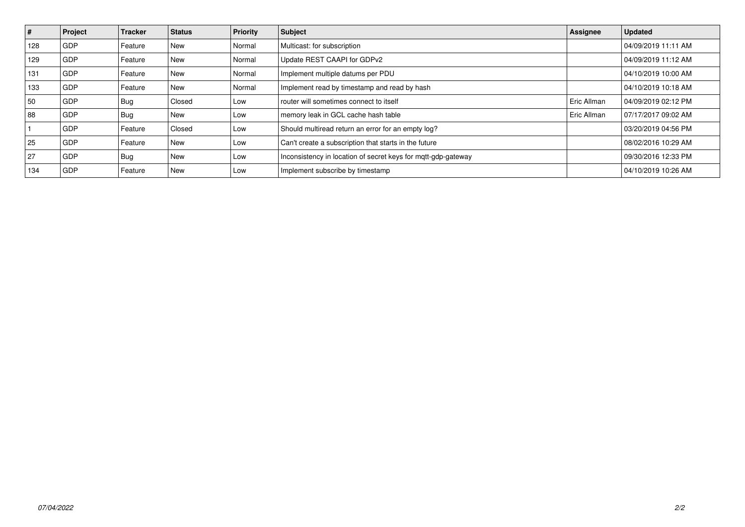| # | Project | Tracker | Status | Priority | Subject | Assignee | Updated |
|---|---|---|---|---|---|---|---|
| 128 | GDP | Feature | New | Normal | Multicast: for subscription | | 04/09/2019 11:11 AM |
| 129 | GDP | Feature | New | Normal | Update REST CAAPI for GDPv2 | | 04/09/2019 11:12 AM |
| 131 | GDP | Feature | New | Normal | Implement multiple datums per PDU | | 04/10/2019 10:00 AM |
| 133 | GDP | Feature | New | Normal | Implement read by timestamp and read by hash | | 04/10/2019 10:18 AM |
| 50 | GDP | Bug | Closed | Low | router will sometimes connect to itself | Eric Allman | 04/09/2019 02:12 PM |
| 88 | GDP | Bug | New | Low | memory leak in GCL cache hash table | Eric Allman | 07/17/2017 09:02 AM |
| 1 | GDP | Feature | Closed | Low | Should multiread return an error for an empty log? | | 03/20/2019 04:56 PM |
| 25 | GDP | Feature | New | Low | Can't create a subscription that starts in the future | | 08/02/2016 10:29 AM |
| 27 | GDP | Bug | New | Low | Inconsistency in location of secret keys for mqtt-gdp-gateway | | 09/30/2016 12:33 PM |
| 134 | GDP | Feature | New | Low | Implement subscribe by timestamp | | 04/10/2019 10:26 AM |